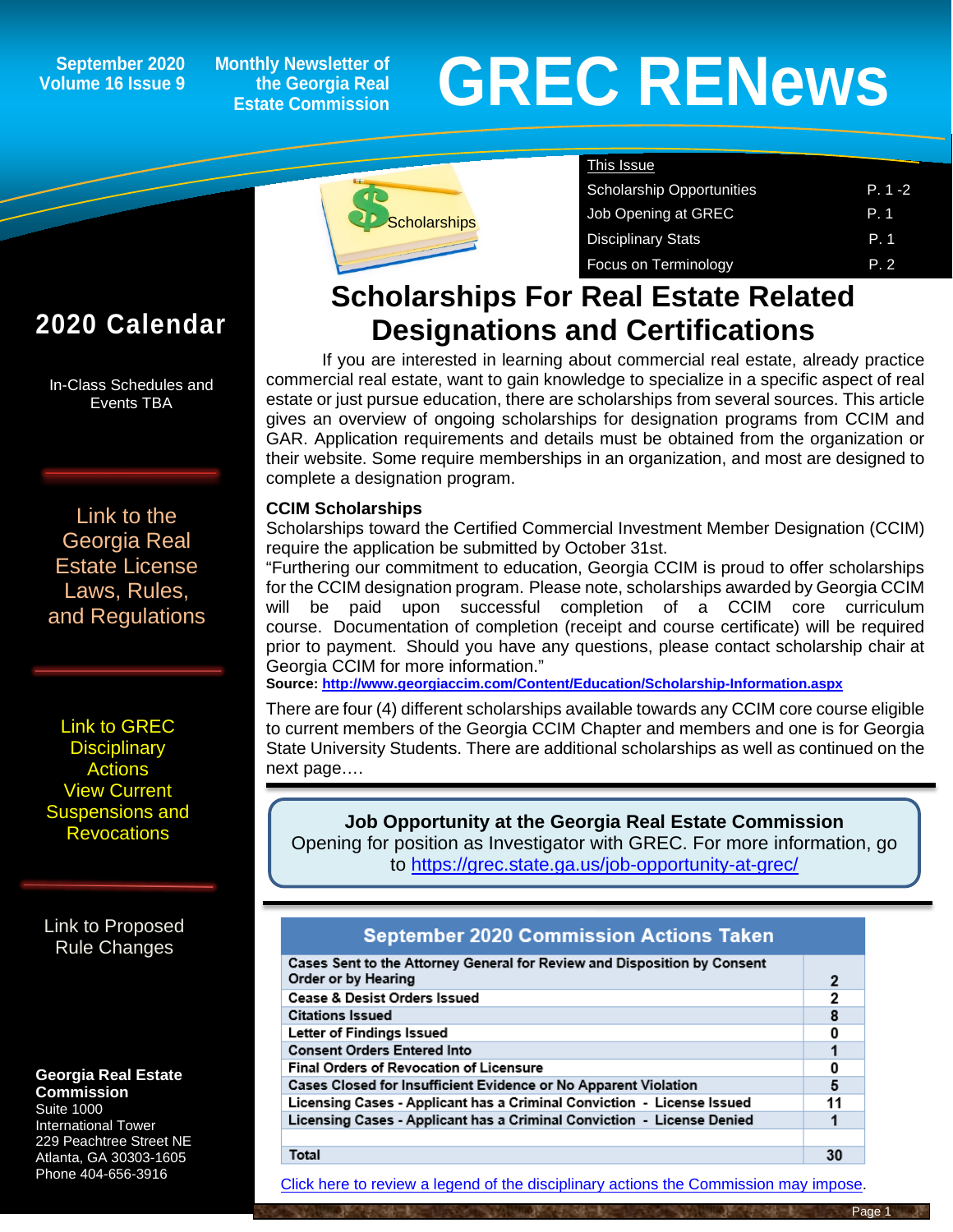September 2020
Volume 16 Issue 9

Monthly Newsletter of the Georgia Real Estate Commission

# GREC RENews

**This Issue**

| | |
|---|---|
| Scholarship Opportunities | P. 1 -2 |
| Job Opening at GREC | P. 1 |
| Disciplinary Stats | P. 1 |
| Focus on Terminology | P. 2 |

Scholarships

## 2020 Calendar

In-Class Schedules and Events TBA

Link to the Georgia Real Estate License Laws, Rules, and Regulations

Link to GREC Disciplinary Actions View Current Suspensions and Revocations

Link to Proposed Rule Changes

**Georgia Real Estate Commission**
Suite 1000
International Tower
229 Peachtree Street NE
Atlanta, GA 30303-1605
Phone 404-656-3916

# Scholarships For Real Estate Related Designations and Certifications

If you are interested in learning about commercial real estate, already practice commercial real estate, want to gain knowledge to specialize in a specific aspect of real estate or just pursue education, there are scholarships from several sources. This article gives an overview of ongoing scholarships for designation programs from CCIM and GAR. Application requirements and details must be obtained from the organization or their website. Some require memberships in an organization, and most are designed to complete a designation program.

**CCIM Scholarships**

Scholarships toward the Certified Commercial Investment Member Designation (CCIM) require the application be submitted by October 31st.

"Furthering our commitment to education, Georgia CCIM is proud to offer scholarships for the CCIM designation program. Please note, scholarships awarded by Georgia CCIM will be paid upon successful completion of a CCIM core curriculum course. Documentation of completion (receipt and course certificate) will be required prior to payment. Should you have any questions, please contact scholarship chair at Georgia CCIM for more information."

**Source: http://www.georgiaccim.com/Content/Education/Scholarship-Information.aspx**

There are four (4) different scholarships available towards any CCIM core course eligible to current members of the Georgia CCIM Chapter and members and one is for Georgia State University Students. There are additional scholarships as well as continued on the next page….

**Job Opportunity at the Georgia Real Estate Commission**

Opening for position as Investigator with GREC. For more information, go to https://grec.state.ga.us/job-opportunity-at-grec/

| September 2020 Commission Actions Taken | |
|---|---|
| Cases Sent to the Attorney General for Review and Disposition by Consent Order or by Hearing | 2 |
| Cease & Desist Orders Issued | 2 |
| Citations Issued | 8 |
| Letter of Findings Issued | 0 |
| Consent Orders Entered Into | 1 |
| Final Orders of Revocation of Licensure | 0 |
| Cases Closed for Insufficient Evidence or No Apparent Violation | 5 |
| Licensing Cases - Applicant has a Criminal Conviction - License Issued | 11 |
| Licensing Cases - Applicant has a Criminal Conviction - License Denied | 1 |
| | |
| Total | 30 |

Click here to review a legend of the disciplinary actions the Commission may impose.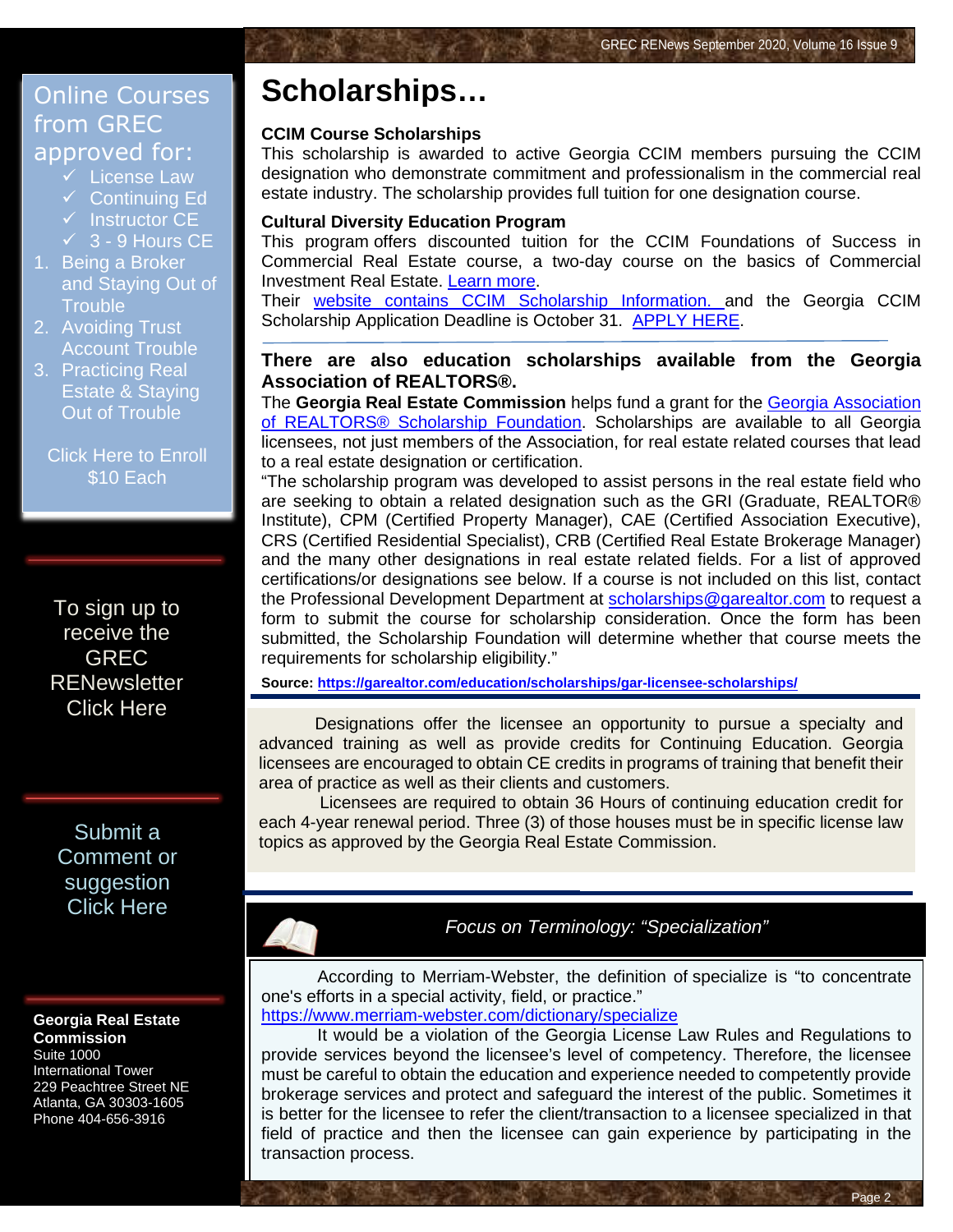Online Courses from GREC approved for:

- ✓ License Law
- ✓ Continuing Ed
- ✓ Instructor CE
- ✓ 3 - 9 Hours CE

1. Being a Broker and Staying Out of Trouble
2. Avoiding Trust Account Trouble
3. Practicing Real Estate & Staying Out of Trouble

Click Here to Enroll $10 Each

To sign up to receive the GREC RENewsletter Click Here

Submit a Comment or suggestion Click Here

**Georgia Real Estate Commission**
Suite 1000
International Tower
229 Peachtree Street NE
Atlanta, GA 30303-1605
Phone 404-656-3916

# Scholarships…

### CCIM Course Scholarships

This scholarship is awarded to active Georgia CCIM members pursuing the CCIM designation who demonstrate commitment and professionalism in the commercial real estate industry. The scholarship provides full tuition for one designation course.

### Cultural Diversity Education Program

This program offers discounted tuition for the CCIM Foundations of Success in Commercial Real Estate course, a two-day course on the basics of Commercial Investment Real Estate. Learn more.

Their website contains CCIM Scholarship Information. and the Georgia CCIM Scholarship Application Deadline is October 31. APPLY HERE.

### There are also education scholarships available from the Georgia Association of REALTORS®.

The **Georgia Real Estate Commission** helps fund a grant for the Georgia Association of REALTORS® Scholarship Foundation. Scholarships are available to all Georgia licensees, not just members of the Association, for real estate related courses that lead to a real estate designation or certification.

"The scholarship program was developed to assist persons in the real estate field who are seeking to obtain a related designation such as the GRI (Graduate, REALTOR® Institute), CPM (Certified Property Manager), CAE (Certified Association Executive), CRS (Certified Residential Specialist), CRB (Certified Real Estate Brokerage Manager) and the many other designations in real estate related fields. For a list of approved certifications/or designations see below. If a course is not included on this list, contact the Professional Development Department at scholarships@garealtor.com to request a form to submit the course for scholarship consideration. Once the form has been submitted, the Scholarship Foundation will determine whether that course meets the requirements for scholarship eligibility."

**Source: https://garealtor.com/education/scholarships/gar-licensee-scholarships/**

Designations offer the licensee an opportunity to pursue a specialty and advanced training as well as provide credits for Continuing Education. Georgia licensees are encouraged to obtain CE credits in programs of training that benefit their area of practice as well as their clients and customers.

Licensees are required to obtain 36 Hours of continuing education credit for each 4-year renewal period. Three (3) of those houses must be in specific license law topics as approved by the Georgia Real Estate Commission.

### *Focus on Terminology: "Specialization"*

According to Merriam-Webster, the definition of specialize is "to concentrate one's efforts in a special activity, field, or practice."
https://www.merriam-webster.com/dictionary/specialize

It would be a violation of the Georgia License Law Rules and Regulations to provide services beyond the licensee's level of competency. Therefore, the licensee must be careful to obtain the education and experience needed to competently provide brokerage services and protect and safeguard the interest of the public. Sometimes it is better for the licensee to refer the client/transaction to a licensee specialized in that field of practice and then the licensee can gain experience by participating in the transaction process.